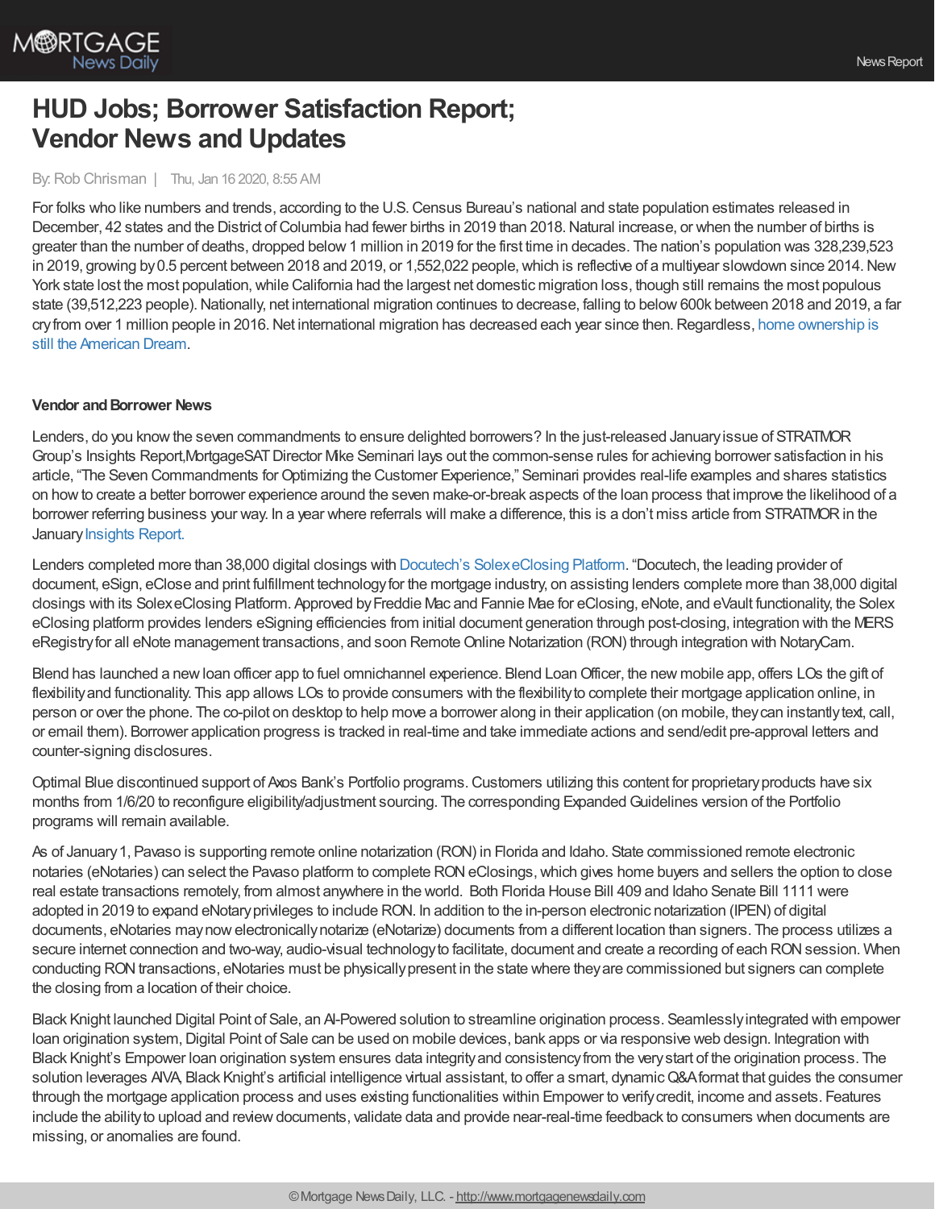# HUD Jobs; Borrower Satisfaction Report; Vendor News and Updates

By: Rob Chrisman | Thu, Jan 16 2020, 8:55 AM

For folks who like numbers and trends, according to the U.S. Census Bureau's national and state population estimates released in December, 42 states and the District of Columbia had fewer births in 2019 than 2018. Natural increase, or when the number of births is greater than the number of deaths, dropped below 1 million in 2019 for the first time in decades. The nation's population was 328,239,523 in 2019, growing by 0.5 percent between 2018 and 2019, or 1,552,022 people, which is reflective of a multiyear slowdown since 2014. New York state lost the most population, while California had the largest net domestic migration loss, though still remains the most populous state (39,512,223 people). Nationally, net international migration continues to decrease, falling to below 600k between 2018 and 2019, a far cry from over 1 million people in 2016. Net international migration has decreased each year since then. Regardless, home ownership is still the American Dream.

**Vendor and Borrower News**

Lenders, do you know the seven commandments to ensure delighted borrowers? In the just-released January issue of STRATMOR Group's Insights Report,MortgageSAT Director Mike Seminari lays out the common-sense rules for achieving borrower satisfaction in his article, "The Seven Commandments for Optimizing the Customer Experience," Seminari provides real-life examples and shares statistics on how to create a better borrower experience around the seven make-or-break aspects of the loan process that improve the likelihood of a borrower referring business your way. In a year where referrals will make a difference, this is a don't miss article from STRATMOR in the January Insights Report.

Lenders completed more than 38,000 digital closings with Docutech's Solex eClosing Platform. "Docutech, the leading provider of document, eSign, eClose and print fulfillment technology for the mortgage industry, on assisting lenders complete more than 38,000 digital closings with its Solex eClosing Platform. Approved by Freddie Mac and Fannie Mae for eClosing, eNote, and eVault functionality, the Solex eClosing platform provides lenders eSigning efficiencies from initial document generation through post-closing, integration with the MERS eRegistry for all eNote management transactions, and soon Remote Online Notarization (RON) through integration with NotaryCam.

Blend has launched a new loan officer app to fuel omnichannel experience. Blend Loan Officer, the new mobile app, offers LOs the gift of flexibility and functionality. This app allows LOs to provide consumers with the flexibility to complete their mortgage application online, in person or over the phone. The co-pilot on desktop to help move a borrower along in their application (on mobile, they can instantly text, call, or email them). Borrower application progress is tracked in real-time and take immediate actions and send/edit pre-approval letters and counter-signing disclosures.

Optimal Blue discontinued support of Axos Bank's Portfolio programs. Customers utilizing this content for proprietary products have six months from 1/6/20 to reconfigure eligibility/adjustment sourcing. The corresponding Expanded Guidelines version of the Portfolio programs will remain available.

As of January 1, Pavaso is supporting remote online notarization (RON) in Florida and Idaho. State commissioned remote electronic notaries (eNotaries) can select the Pavaso platform to complete RON eClosings, which gives home buyers and sellers the option to close real estate transactions remotely, from almost anywhere in the world. Both Florida House Bill 409 and Idaho Senate Bill 1111 were adopted in 2019 to expand eNotary privileges to include RON. In addition to the in-person electronic notarization (IPEN) of digital documents, eNotaries may now electronically notarize (eNotarize) documents from a different location than signers. The process utilizes a secure internet connection and two-way, audio-visual technology to facilitate, document and create a recording of each RON session. When conducting RON transactions, eNotaries must be physically present in the state where they are commissioned but signers can complete the closing from a location of their choice.

Black Knight launched Digital Point of Sale, an AI-Powered solution to streamline origination process. Seamlessly integrated with empower loan origination system, Digital Point of Sale can be used on mobile devices, bank apps or via responsive web design. Integration with Black Knight's Empower loan origination system ensures data integrity and consistency from the very start of the origination process. The solution leverages AIVA, Black Knight's artificial intelligence virtual assistant, to offer a smart, dynamic Q&A format that guides the consumer through the mortgage application process and uses existing functionalities within Empower to verify credit, income and assets. Features include the ability to upload and review documents, validate data and provide near-real-time feedback to consumers when documents are missing, or anomalies are found.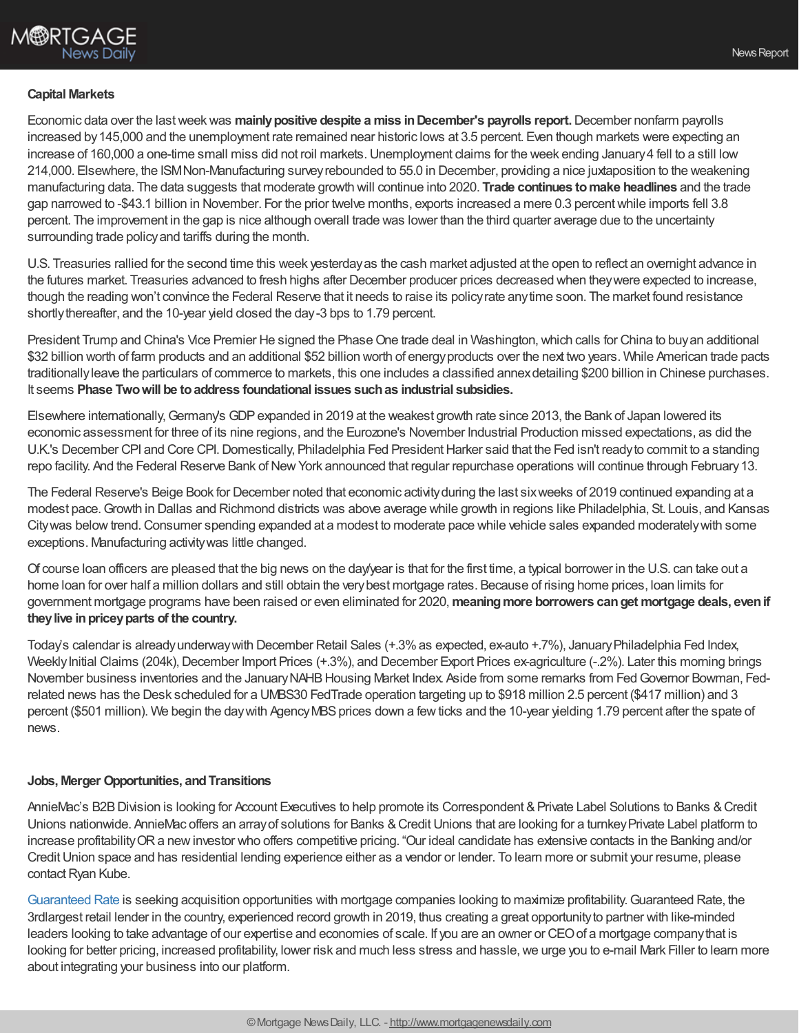### Capital Markets

Economic data over the last week was **mainly positive despite a miss in December's payrolls report.** December nonfarm payrolls increased by 145,000 and the unemployment rate remained near historic lows at 3.5 percent. Even though markets were expecting an increase of 160,000 a one-time small miss did not roil markets. Unemployment claims for the week ending January 4 fell to a still low 214,000. Elsewhere, the ISM Non-Manufacturing survey rebounded to 55.0 in December, providing a nice juxtaposition to the weakening manufacturing data. The data suggests that moderate growth will continue into 2020. **Trade continues to make headlines** and the trade gap narrowed to -$43.1 billion in November. For the prior twelve months, exports increased a mere 0.3 percent while imports fell 3.8 percent. The improvement in the gap is nice although overall trade was lower than the third quarter average due to the uncertainty surrounding trade policy and tariffs during the month.

U.S. Treasuries rallied for the second time this week yesterday as the cash market adjusted at the open to reflect an overnight advance in the futures market. Treasuries advanced to fresh highs after December producer prices decreased when they were expected to increase, though the reading won't convince the Federal Reserve that it needs to raise its policy rate any time soon. The market found resistance shortly thereafter, and the 10-year yield closed the day -3 bps to 1.79 percent.

President Trump and China's Vice Premier He signed the Phase One trade deal in Washington, which calls for China to buy an additional $32 billion worth of farm products and an additional $52 billion worth of energy products over the next two years. While American trade pacts traditionally leave the particulars of commerce to markets, this one includes a classified annex detailing $200 billion in Chinese purchases. It seems **Phase Two will be to address foundational issues such as industrial subsidies.**

Elsewhere internationally, Germany's GDP expanded in 2019 at the weakest growth rate since 2013, the Bank of Japan lowered its economic assessment for three of its nine regions, and the Eurozone's November Industrial Production missed expectations, as did the U.K.'s December CPI and Core CPI. Domestically, Philadelphia Fed President Harker said that the Fed isn't ready to commit to a standing repo facility. And the Federal Reserve Bank of New York announced that regular repurchase operations will continue through February 13.

The Federal Reserve's Beige Book for December noted that economic activity during the last six weeks of 2019 continued expanding at a modest pace. Growth in Dallas and Richmond districts was above average while growth in regions like Philadelphia, St. Louis, and Kansas City was below trend. Consumer spending expanded at a modest to moderate pace while vehicle sales expanded moderately with some exceptions. Manufacturing activity was little changed.

Of course loan officers are pleased that the big news on the day/year is that for the first time, a typical borrower in the U.S. can take out a home loan for over half a million dollars and still obtain the very best mortgage rates. Because of rising home prices, loan limits for government mortgage programs have been raised or even eliminated for 2020, **meaning more borrowers can get mortgage deals, even if they live in pricey parts of the country.**

Today's calendar is already underway with December Retail Sales (+.3% as expected, ex-auto +.7%), January Philadelphia Fed Index, Weekly Initial Claims (204k), December Import Prices (+.3%), and December Export Prices ex-agriculture (-.2%). Later this morning brings November business inventories and the January NAHB Housing Market Index. Aside from some remarks from Fed Governor Bowman, Fed-related news has the Desk scheduled for a UMBS30 FedTrade operation targeting up to $918 million 2.5 percent ($417 million) and 3 percent ($501 million). We begin the day with Agency MBS prices down a few ticks and the 10-year yielding 1.79 percent after the spate of news.

### Jobs, Merger Opportunities, and Transitions

AnnieMac's B2B Division is looking for Account Executives to help promote its Correspondent & Private Label Solutions to Banks & Credit Unions nationwide. AnnieMac offers an array of solutions for Banks & Credit Unions that are looking for a turnkey Private Label platform to increase profitability OR a new investor who offers competitive pricing. "Our ideal candidate has extensive contacts in the Banking and/or Credit Union space and has residential lending experience either as a vendor or lender. To learn more or submit your resume, please contact Ryan Kube.

Guaranteed Rate is seeking acquisition opportunities with mortgage companies looking to maximize profitability. Guaranteed Rate, the 3rd largest retail lender in the country, experienced record growth in 2019, thus creating a great opportunity to partner with like-minded leaders looking to take advantage of our expertise and economies of scale. If you are an owner or CEO of a mortgage company that is looking for better pricing, increased profitability, lower risk and much less stress and hassle, we urge you to e-mail Mark Filler to learn more about integrating your business into our platform.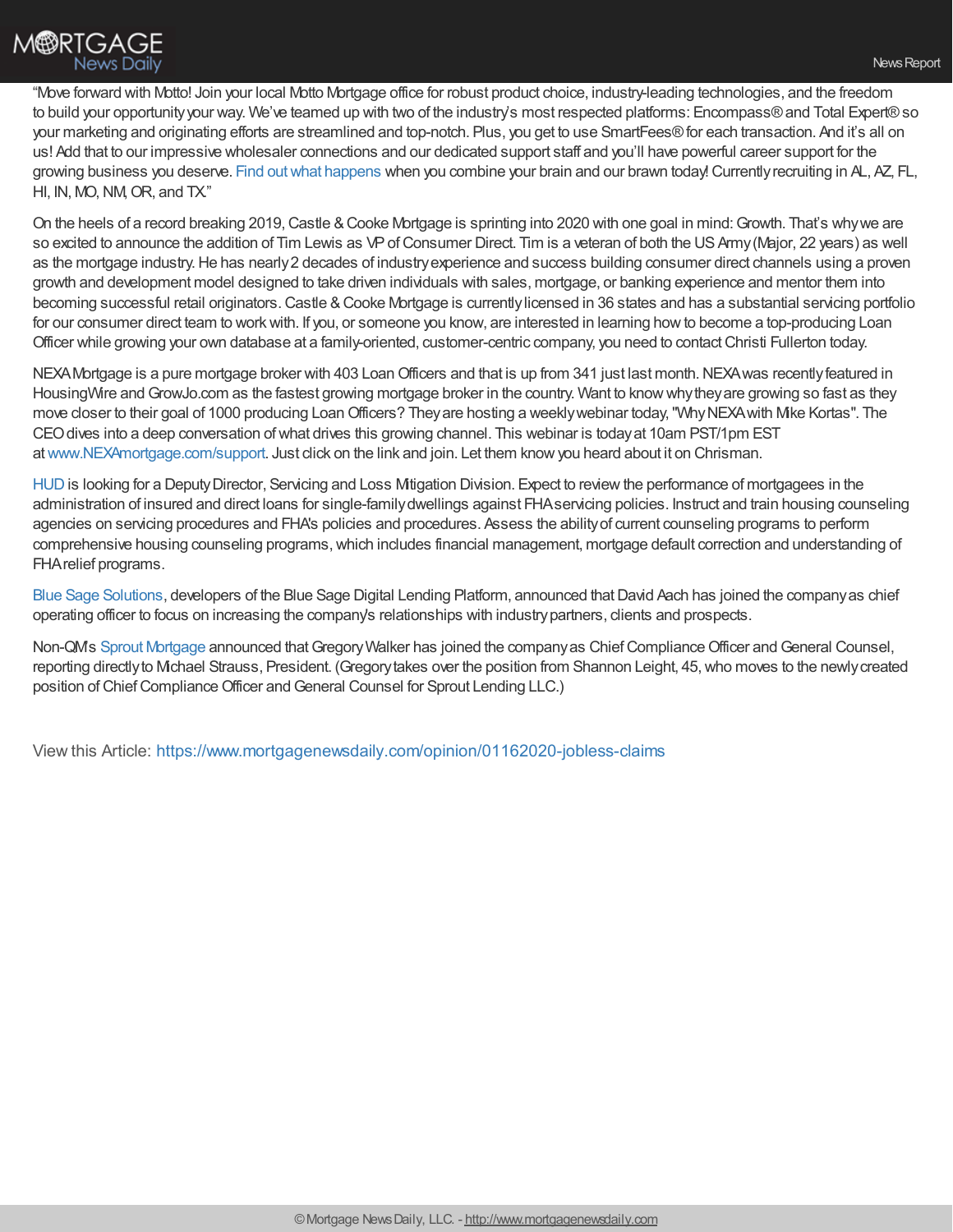"Move forward with Motto! Join your local Motto Mortgage office for robust product choice, industry-leading technologies, and the freedom to build your opportunity your way. We've teamed up with two of the industry's most respected platforms: Encompass® and Total Expert® so your marketing and originating efforts are streamlined and top-notch. Plus, you get to use SmartFees® for each transaction. And it's all on us! Add that to our impressive wholesaler connections and our dedicated support staff and you'll have powerful career support for the growing business you deserve. Find out what happens when you combine your brain and our brawn today! Currently recruiting in AL, AZ, FL, HI, IN, MO, NM, OR, and TX."

On the heels of a record breaking 2019, Castle & Cooke Mortgage is sprinting into 2020 with one goal in mind: Growth. That's why we are so excited to announce the addition of Tim Lewis as VP of Consumer Direct. Tim is a veteran of both the US Army (Major, 22 years) as well as the mortgage industry. He has nearly 2 decades of industry experience and success building consumer direct channels using a proven growth and development model designed to take driven individuals with sales, mortgage, or banking experience and mentor them into becoming successful retail originators. Castle & Cooke Mortgage is currently licensed in 36 states and has a substantial servicing portfolio for our consumer direct team to work with. If you, or someone you know, are interested in learning how to become a top-producing Loan Officer while growing your own database at a family-oriented, customer-centric company, you need to contact Christi Fullerton today.

NEXA Mortgage is a pure mortgage broker with 403 Loan Officers and that is up from 341 just last month. NEXA was recently featured in HousingWire and GrowJo.com as the fastest growing mortgage broker in the country. Want to know why they are growing so fast as they move closer to their goal of 1000 producing Loan Officers? They are hosting a weekly webinar today, "Why NEXA with Mike Kortas". The CEO dives into a deep conversation of what drives this growing channel. This webinar is today at 10am PST/1pm EST at www.NEXAmortgage.com/support. Just click on the link and join. Let them know you heard about it on Chrisman.

HUD is looking for a Deputy Director, Servicing and Loss Mitigation Division. Expect to review the performance of mortgagees in the administration of insured and direct loans for single-family dwellings against FHA servicing policies. Instruct and train housing counseling agencies on servicing procedures and FHA's policies and procedures. Assess the ability of current counseling programs to perform comprehensive housing counseling programs, which includes financial management, mortgage default correction and understanding of FHA relief programs.

Blue Sage Solutions, developers of the Blue Sage Digital Lending Platform, announced that David Aach has joined the company as chief operating officer to focus on increasing the company's relationships with industry partners, clients and prospects.

Non-QM's Sprout Mortgage announced that Gregory Walker has joined the company as Chief Compliance Officer and General Counsel, reporting directly to Michael Strauss, President. (Gregory takes over the position from Shannon Leight, 45, who moves to the newly created position of Chief Compliance Officer and General Counsel for Sprout Lending LLC.)

View this Article: https://www.mortgagenewsdaily.com/opinion/01162020-jobless-claims